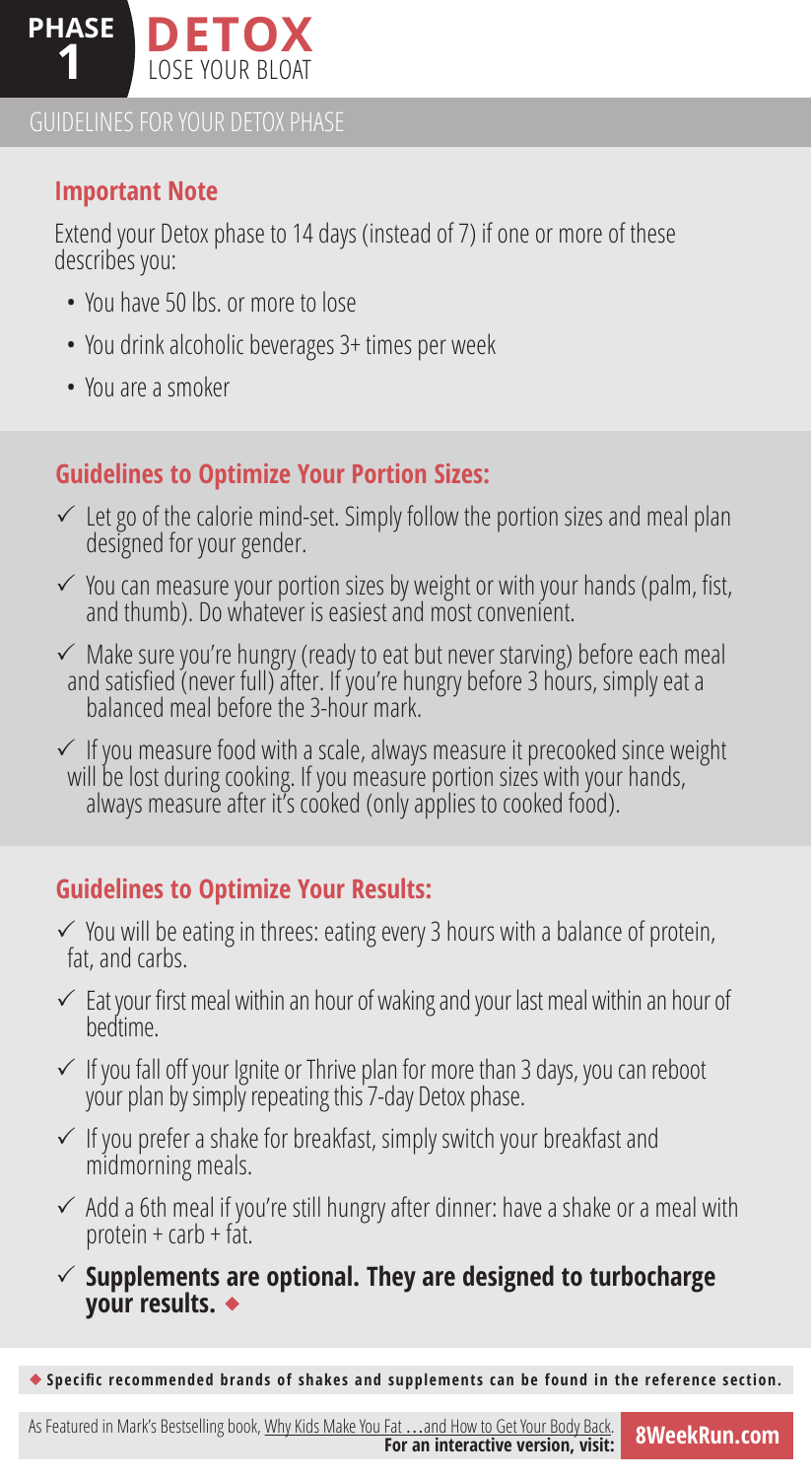# PHASE 1 DETOX

LOSE YOUR BLOAT

## GUIDELINES FOR YOUR DETOX PHASE

### Important Note

Extend your Detox phase to 14 days (instead of 7) if one or more of these describes you:

- You have 50 lbs. or more to lose
- You drink alcoholic beverages 3+ times per week
- You are a smoker

### Guidelines to Optimize Your Portion Sizes:

- ✓ Let go of the calorie mind-set. Simply follow the portion sizes and meal plan designed for your gender.
- ✓ You can measure your portion sizes by weight or with your hands (palm, fist, and thumb). Do whatever is easiest and most convenient.
- ✓ Make sure you're hungry (ready to eat but never starving) before each meal and satisfied (never full) after. If you're hungry before 3 hours, simply eat a balanced meal before the 3-hour mark.
- ✓ If you measure food with a scale, always measure it precooked since weight will be lost during cooking. If you measure portion sizes with your hands, always measure after it's cooked (only applies to cooked food).

### Guidelines to Optimize Your Results:

- ✓ You will be eating in threes: eating every 3 hours with a balance of protein, fat, and carbs.
- ✓ Eat your first meal within an hour of waking and your last meal within an hour of bedtime.
- ✓ If you fall off your Ignite or Thrive plan for more than 3 days, you can reboot your plan by simply repeating this 7-day Detox phase.
- ✓ If you prefer a shake for breakfast, simply switch your breakfast and midmorning meals.
- ✓ Add a 6th meal if you're still hungry after dinner: have a shake or a meal with protein + carb + fat.
- ✓ **Supplements are optional. They are designed to turbocharge your results.** ◆

◆ **Specific recommended brands of shakes and supplements can be found in the reference section.**

As Featured in Mark's Bestselling book, Why Kids Make You Fat …and How to Get Your Body Back. **For an interactive version, visit: 8WeekRun.com**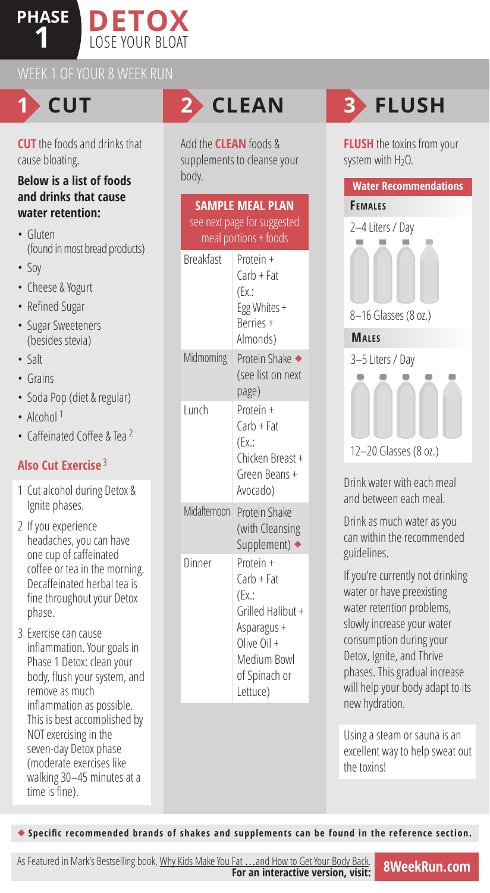# PHASE 1 DETOX

LOSE YOUR BLOAT

WEEK 1 OF YOUR 8 WEEK RUN

## 1 CUT

**CUT** the foods and drinks that cause bloating.

**Below is a list of foods and drinks that cause water retention:**

- Gluten (found in most bread products)
- Soy
- Cheese & Yogurt
- Refined Sugar
- Sugar Sweeteners (besides stevia)
- Salt
- Grains
- Soda Pop (diet & regular)
- Alcohol [1]
- Caffeinated Coffee & Tea [2]

### Also Cut Exercise [3]

1 Cut alcohol during Detox & Ignite phases.

2 If you experience headaches, you can have one cup of caffeinated coffee or tea in the morning. Decaffeinated herbal tea is fine throughout your Detox phase.

3 Exercise can cause inflammation. Your goals in Phase 1 Detox: clean your body, flush your system, and remove as much inflammation as possible. This is best accomplished by NOT exercising in the seven-day Detox phase (moderate exercises like walking 30–45 minutes at a time is fine).

## 2 CLEAN

Add the **CLEAN** foods & supplements to cleanse your body.

| SAMPLE MEAL PLAN (see next page for suggested meal portions + foods) | |
|---|---|
| Breakfast | Protein + Carb + Fat (Ex.: Egg Whites + Berries + Almonds) |
| Midmorning | Protein Shake ◆ (see list on next page) |
| Lunch | Protein + Carb + Fat (Ex.: Chicken Breast + Green Beans + Avocado) |
| Midafternoon | Protein Shake (with Cleansing Supplement) ◆ |
| Dinner | Protein + Carb + Fat (Ex.: Grilled Halibut + Asparagus + Olive Oil + Medium Bowl of Spinach or Lettuce) |

## 3 FLUSH

**FLUSH** the toxins from your system with $H_2O$.

**Water Recommendations**

**FEMALES**

2–4 Liters / Day

8–16 Glasses (8 oz.)

**MALES**

3–5 Liters / Day

12–20 Glasses (8 oz.)

Drink water with each meal and between each meal.

Drink as much water as you can within the recommended guidelines.

If you're currently not drinking water or have preexisting water retention problems, slowly increase your water consumption during your Detox, Ignite, and Thrive phases. This gradual increase will help your body adapt to its new hydration.

Using a steam or sauna is an excellent way to help sweat out the toxins!

◆ **Specific recommended brands of shakes and supplements can be found in the reference section.**

As Featured in Mark's Bestselling book, Why Kids Make You Fat …and How to Get Your Body Back. **For an interactive version, visit: 8WeekRun.com**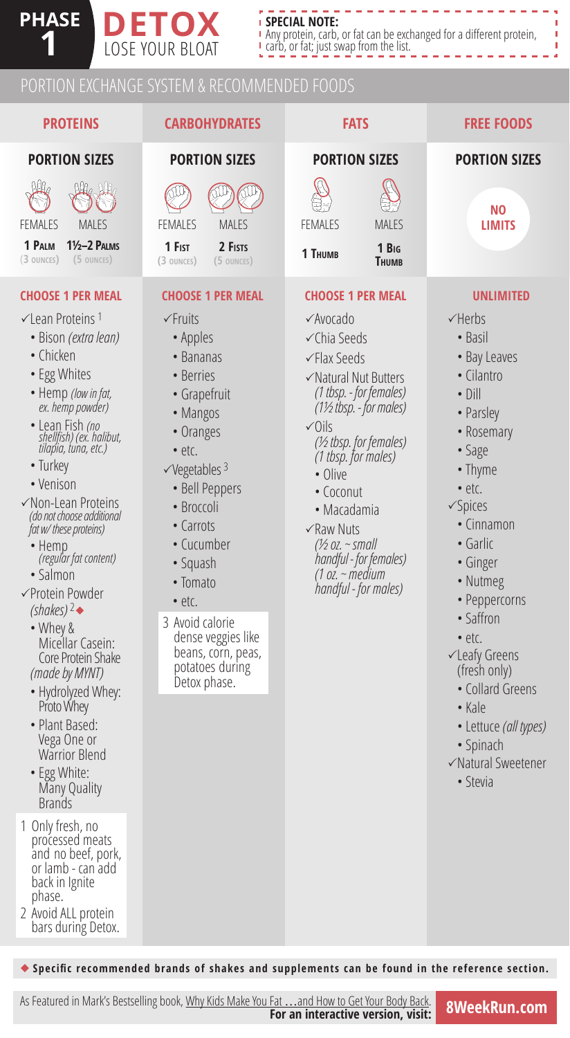# PHASE 1 DETOX

LOSE YOUR BLOAT

**SPECIAL NOTE:** Any protein, carb, or fat can be exchanged for a different protein, carb, or fat; just swap from the list.

## PORTION EXCHANGE SYSTEM & RECOMMENDED FOODS

### PROTEINS

**PORTION SIZES**

| FEMALES | MALES |
| --- | --- |
| 1 Palm (3 ounces) | 1½–2 Palms (5 ounces) |

**CHOOSE 1 PER MEAL**

- ✓Lean Proteins [1]
  - Bison *(extra lean)*
  - Chicken
  - Egg Whites
  - Hemp *(low in fat, ex. hemp powder)*
  - Lean Fish *(no shellfish) (ex. halibut, tilapia, tuna, etc.)*
  - Turkey
  - Venison
- ✓Non-Lean Proteins *(do not choose additional fat w/ these proteins)*
  - Hemp *(regular fat content)*
  - Salmon
- ✓Protein Powder *(shakes)* [2]◆
  - Whey & Micellar Casein: Core Protein Shake *(made by MYNT)*
  - Hydrolyzed Whey: Proto Whey
  - Plant Based: Vega One or Warrior Blend
  - Egg White: Many Quality Brands

1 Only fresh, no processed meats and no beef, pork, or lamb - can add back in Ignite phase.

2 Avoid ALL protein bars during Detox.

### CARBOHYDRATES

**PORTION SIZES**

| FEMALES | MALES |
| --- | --- |
| 1 Fist (3 ounces) | 2 Fists (5 ounces) |

**CHOOSE 1 PER MEAL**

- ✓Fruits
  - Apples
  - Bananas
  - Berries
  - Grapefruit
  - Mangos
  - Oranges
  - etc.
- ✓Vegetables [3]
  - Bell Peppers
  - Broccoli
  - Carrots
  - Cucumber
  - Squash
  - Tomato
  - etc.

3 Avoid calorie dense veggies like beans, corn, peas, potatoes during Detox phase.

### FATS

**PORTION SIZES**

| FEMALES | MALES |
| --- | --- |
| 1 Thumb | 1 Big Thumb |

**CHOOSE 1 PER MEAL**

- ✓Avocado
- ✓Chia Seeds
- ✓Flax Seeds
- ✓Natural Nut Butters *(1 tbsp. - for females) (1½ tbsp. - for males)*
- ✓Oils *(½ tbsp. for females) (1 tbsp. for males)*
  - Olive
  - Coconut
  - Macadamia
- ✓Raw Nuts *(½ oz. ~ small handful - for females) (1 oz. ~ medium handful - for males)*

### FREE FOODS

**PORTION SIZES**

**NO LIMITS**

**UNLIMITED**

- ✓Herbs
  - Basil
  - Bay Leaves
  - Cilantro
  - Dill
  - Parsley
  - Rosemary
  - Sage
  - Thyme
  - etc.
- ✓Spices
  - Cinnamon
  - Garlic
  - Ginger
  - Nutmeg
  - Peppercorns
  - Saffron
  - etc.
- ✓Leafy Greens (fresh only)
  - Collard Greens
  - Kale
  - Lettuce *(all types)*
  - Spinach
- ✓Natural Sweetener
  - Stevia

◆ **Specific recommended brands of shakes and supplements can be found in the reference section.**

As Featured in Mark's Bestselling book, Why Kids Make You Fat …and How to Get Your Body Back. **For an interactive version, visit: 8WeekRun.com**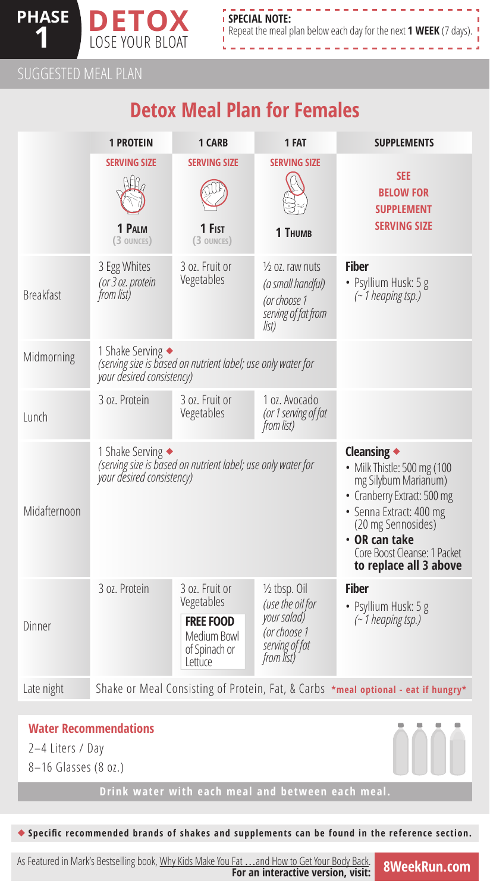**PHASE 1** **DETOX** LOSE YOUR BLOAT

**SPECIAL NOTE:**
Repeat the meal plan below each day for the next **1 WEEK** (7 days).

SUGGESTED MEAL PLAN

## Detox Meal Plan for Females

| | 1 PROTEIN | 1 CARB | 1 FAT | SUPPLEMENTS |
|---|---|---|---|---|
| | **SERVING SIZE** 1 PALM (3 OUNCES) | **SERVING SIZE** 1 FIST (3 OUNCES) | **SERVING SIZE** 1 THUMB | **SEE BELOW FOR SUPPLEMENT SERVING SIZE** |
| Breakfast | 3 Egg Whites *(or 3 oz. protein from list)* | 3 oz. Fruit or Vegetables | ½ oz. raw nuts *(a small handful)* *(or choose 1 serving of fat from list)* | **Fiber** • Psyllium Husk: 5 g *(~ 1 heaping tsp.)* |
| Midmorning | 1 Shake Serving ◆ *(serving size is based on nutrient label; use only water for your desired consistency)* | | | |
| Lunch | 3 oz. Protein | 3 oz. Fruit or Vegetables | 1 oz. Avocado *(or 1 serving of fat from list)* | |
| Midafternoon | 1 Shake Serving ◆ *(serving size is based on nutrient label; use only water for your desired consistency)* | | | **Cleansing** ◆ • Milk Thistle: 500 mg (100 mg Silybum Marianum) • Cranberry Extract: 500 mg • Senna Extract: 400 mg (20 mg Sennosides) • **OR can take** Core Boost Cleanse: 1 Packet **to replace all 3 above** |
| Dinner | 3 oz. Protein | 3 oz. Fruit or Vegetables **FREE FOOD** Medium Bowl of Spinach or Lettuce | ½ tbsp. Oil *(use the oil for your salad)* *(or choose 1 serving of fat from list)* | **Fiber** • Psyllium Husk: 5 g *(~ 1 heaping tsp.)* |
| Late night | Shake or Meal Consisting of Protein, Fat, & Carbs **\*meal optional - eat if hungry\*** | | | |

**Water Recommendations**

2–4 Liters / Day

8–16 Glasses (8 oz.)

**Drink water with each meal and between each meal.**

◆ **Specific recommended brands of shakes and supplements can be found in the reference section.**

As Featured in Mark's Bestselling book, Why Kids Make You Fat …and How to Get Your Body Back. **For an interactive version, visit:** **8WeekRun.com**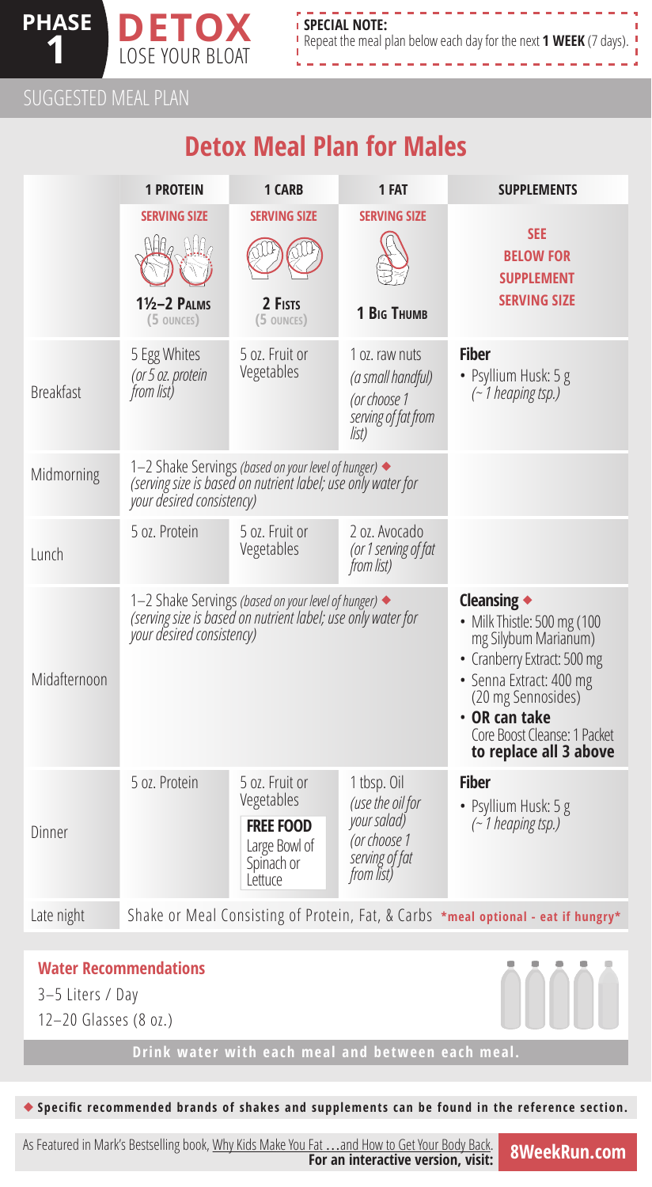**PHASE 1** **DETOX** LOSE YOUR BLOAT

**SPECIAL NOTE:** Repeat the meal plan below each day for the next **1 WEEK** (7 days).

SUGGESTED MEAL PLAN

# Detox Meal Plan for Males

| | 1 PROTEIN | 1 CARB | 1 FAT | SUPPLEMENTS |
|---|---|---|---|---|
| | SERVING SIZE<br>1½–2 Palms (5 ounces) | SERVING SIZE<br>2 Fists (5 ounces) | SERVING SIZE<br>1 Big Thumb | SEE BELOW FOR SUPPLEMENT SERVING SIZE |
| Breakfast | 5 Egg Whites *(or 5 oz. protein from list)* | 5 oz. Fruit or Vegetables | 1 oz. raw nuts *(a small handful) (or choose 1 serving of fat from list)* | **Fiber**<br>• Psyllium Husk: 5 g *(~ 1 heaping tsp.)* |
| Midmorning | 1–2 Shake Servings *(based on your level of hunger)* ◆ *(serving size is based on nutrient label; use only water for your desired consistency)* | | | |
| Lunch | 5 oz. Protein | 5 oz. Fruit or Vegetables | 2 oz. Avocado *(or 1 serving of fat from list)* | |
| Midafternoon | 1–2 Shake Servings *(based on your level of hunger)* ◆ *(serving size is based on nutrient label; use only water for your desired consistency)* | | | **Cleansing** ◆<br>• Milk Thistle: 500 mg (100 mg Silybum Marianum)<br>• Cranberry Extract: 500 mg<br>• Senna Extract: 400 mg (20 mg Sennosides)<br>• **OR can take** Core Boost Cleanse: 1 Packet **to replace all 3 above** |
| Dinner | 5 oz. Protein | 5 oz. Fruit or Vegetables<br>**FREE FOOD** Large Bowl of Spinach or Lettuce | 1 tbsp. Oil *(use the oil for your salad) (or choose 1 serving of fat from list)* | **Fiber**<br>• Psyllium Husk: 5 g *(~ 1 heaping tsp.)* |
| Late night | Shake or Meal Consisting of Protein, Fat, & Carbs **\*meal optional - eat if hungry\*** | | | |

**Water Recommendations**

3–5 Liters / Day

12–20 Glasses (8 oz.)

**Drink water with each meal and between each meal.**

◆ **Specific recommended brands of shakes and supplements can be found in the reference section.**

As Featured in Mark's Bestselling book, Why Kids Make You Fat …and How to Get Your Body Back. **For an interactive version, visit: 8WeekRun.com**